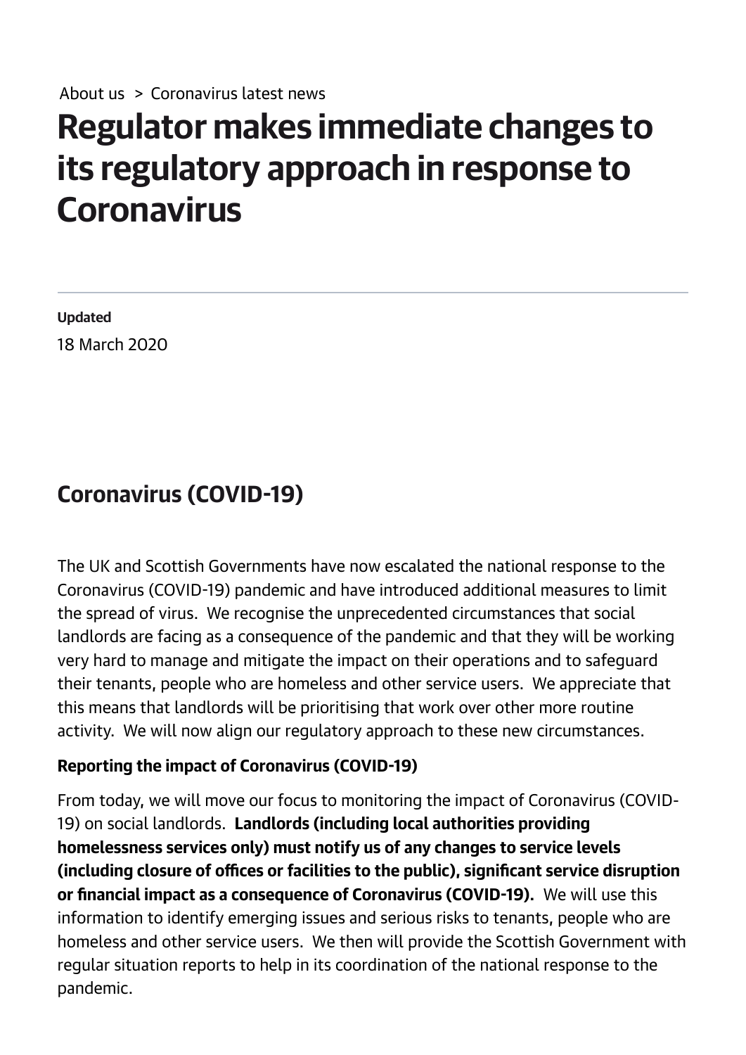About us > Coronavirus latest news

# Regulator makes immediate changes to its regulatory approach in response to Coronavirus

**Updated**

18 March 2020

## Coronavirus (COVID-19)

The UK and Scottish Governments have now escalated the national response to the Coronavirus (COVID-19) pandemic and have introduced additional measures to limit the spread of virus. We recognise the unprecedented circumstances that social landlords are facing as a consequence of the pandemic and that they will be working very hard to manage and mitigate the impact on their operations and to safeguard their tenants, people who are homeless and other service users. We appreciate that this means that landlords will be prioritising that work over other more routine activity. We will now align our regulatory approach to these new circumstances.

**Reporting the impact of Coronavirus (COVID-19)**

From today, we will move our focus to monitoring the impact of Coronavirus (COVID-19) on social landlords. **Landlords (including local authorities providing homelessness services only) must notify us of any changes to service levels (including closure of offices or facilities to the public), significant service disruption or financial impact as a consequence of Coronavirus (COVID-19).** We will use this information to identify emerging issues and serious risks to tenants, people who are homeless and other service users. We then will provide the Scottish Government with regular situation reports to help in its coordination of the national response to the pandemic.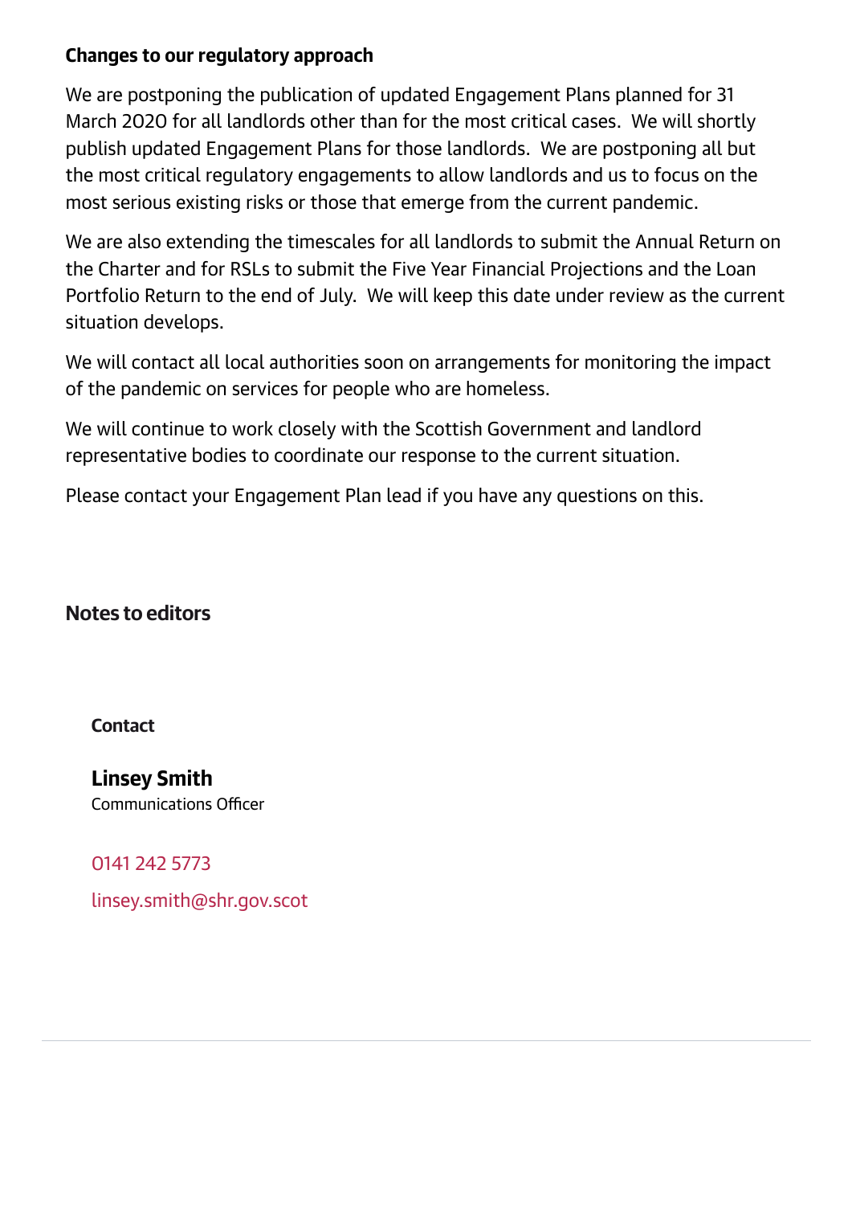**Changes to our regulatory approach**

We are postponing the publication of updated Engagement Plans planned for 31 March 2020 for all landlords other than for the most critical cases. We will shortly publish updated Engagement Plans for those landlords. We are postponing all but the most critical regulatory engagements to allow landlords and us to focus on the most serious existing risks or those that emerge from the current pandemic.

We are also extending the timescales for all landlords to submit the Annual Return on the Charter and for RSLs to submit the Five Year Financial Projections and the Loan Portfolio Return to the end of July. We will keep this date under review as the current situation develops.

We will contact all local authorities soon on arrangements for monitoring the impact of the pandemic on services for people who are homeless.

We will continue to work closely with the Scottish Government and landlord representative bodies to coordinate our response to the current situation.

Please contact your Engagement Plan lead if you have any questions on this.

## Notes to editors

**Contact**

**Linsey Smith**
Communications Officer

0141 242 5773

linsey.smith@shr.gov.scot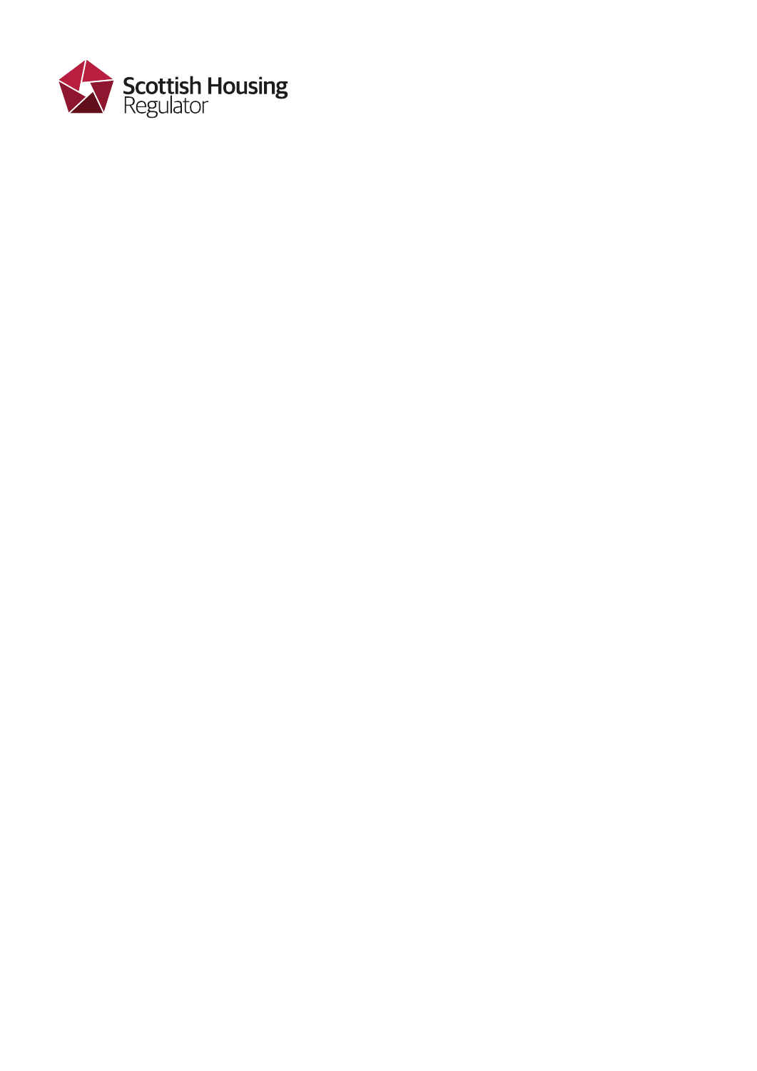Scottish Housing Regulator